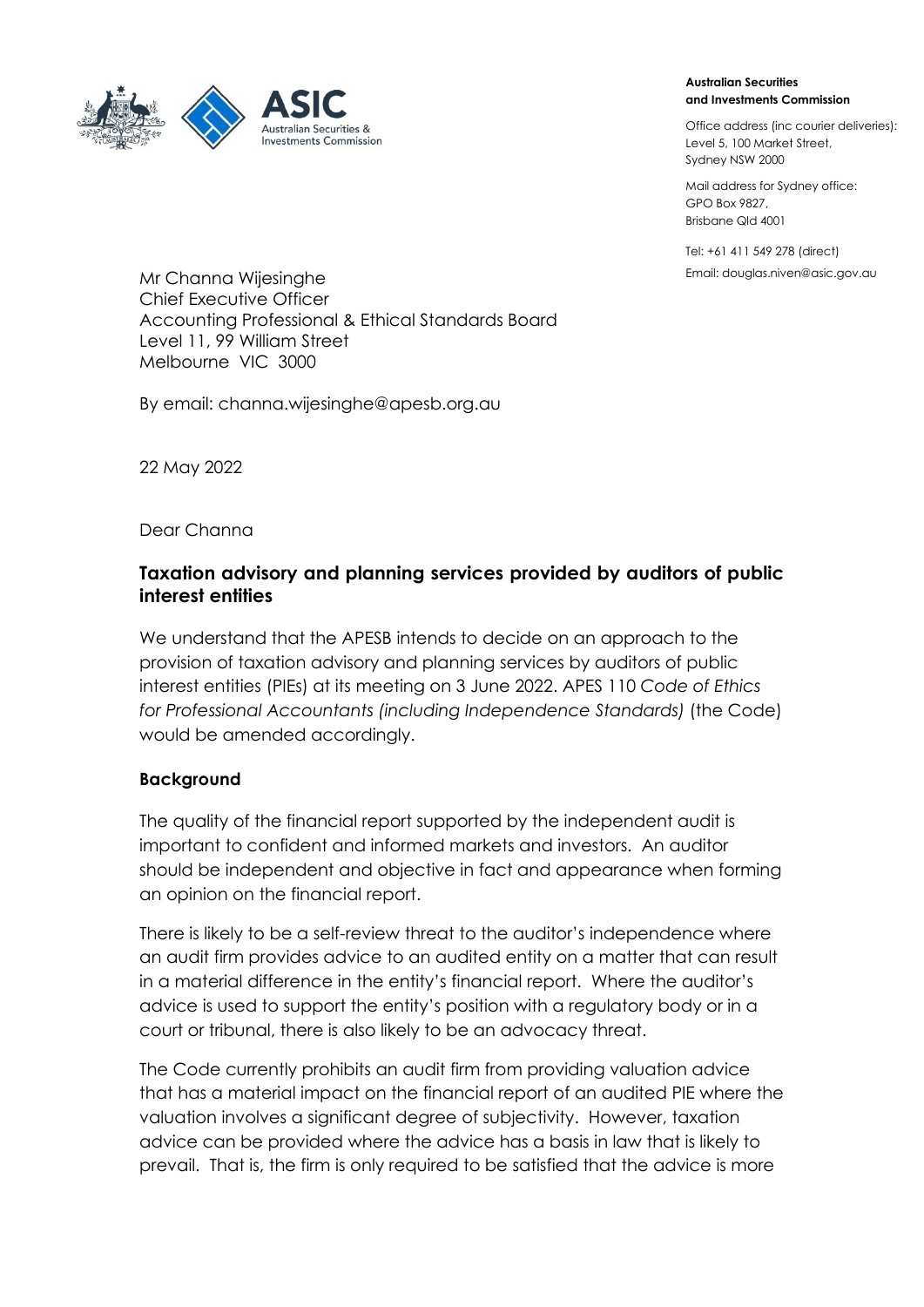**Australian Securities and Investments Commission**

Office address (inc courier deliveries):
Level 5, 100 Market Street,
Sydney NSW 2000

Mail address for Sydney office:
GPO Box 9827,
Brisbane Qld 4001

Tel: +61 411 549 278 (direct)
Email: douglas.niven@asic.gov.au

Mr Channa Wijesinghe
Chief Executive Officer
Accounting Professional & Ethical Standards Board
Level 11, 99 William Street
Melbourne VIC 3000

By email: channa.wijesinghe@apesb.org.au

22 May 2022

Dear Channa

## Taxation advisory and planning services provided by auditors of public interest entities

We understand that the APESB intends to decide on an approach to the provision of taxation advisory and planning services by auditors of public interest entities (PIEs) at its meeting on 3 June 2022. APES 110 *Code of Ethics for Professional Accountants (including Independence Standards)* (the Code) would be amended accordingly.

### Background

The quality of the financial report supported by the independent audit is important to confident and informed markets and investors. An auditor should be independent and objective in fact and appearance when forming an opinion on the financial report.

There is likely to be a self-review threat to the auditor's independence where an audit firm provides advice to an audited entity on a matter that can result in a material difference in the entity's financial report. Where the auditor's advice is used to support the entity's position with a regulatory body or in a court or tribunal, there is also likely to be an advocacy threat.

The Code currently prohibits an audit firm from providing valuation advice that has a material impact on the financial report of an audited PIE where the valuation involves a significant degree of subjectivity. However, taxation advice can be provided where the advice has a basis in law that is likely to prevail. That is, the firm is only required to be satisfied that the advice is more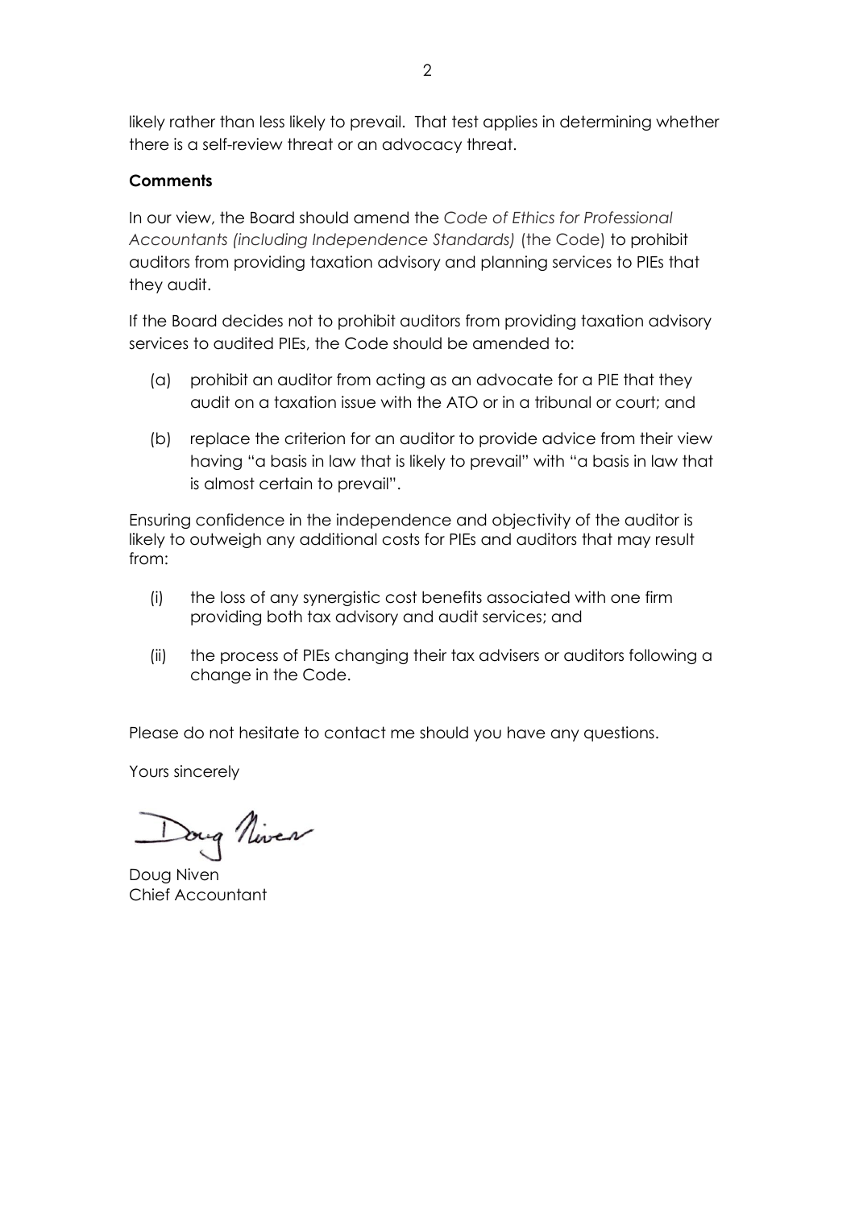likely rather than less likely to prevail. That test applies in determining whether there is a self-review threat or an advocacy threat.

**Comments**

In our view, the Board should amend the *Code of Ethics for Professional Accountants (including Independence Standards)* (the Code) to prohibit auditors from providing taxation advisory and planning services to PIEs that they audit.

If the Board decides not to prohibit auditors from providing taxation advisory services to audited PIEs, the Code should be amended to:

(a) prohibit an auditor from acting as an advocate for a PIE that they audit on a taxation issue with the ATO or in a tribunal or court; and

(b) replace the criterion for an auditor to provide advice from their view having "a basis in law that is likely to prevail" with "a basis in law that is almost certain to prevail".

Ensuring confidence in the independence and objectivity of the auditor is likely to outweigh any additional costs for PIEs and auditors that may result from:

(i) the loss of any synergistic cost benefits associated with one firm providing both tax advisory and audit services; and

(ii) the process of PIEs changing their tax advisers or auditors following a change in the Code.

Please do not hesitate to contact me should you have any questions.

Yours sincerely

Doug Niven
Chief Accountant